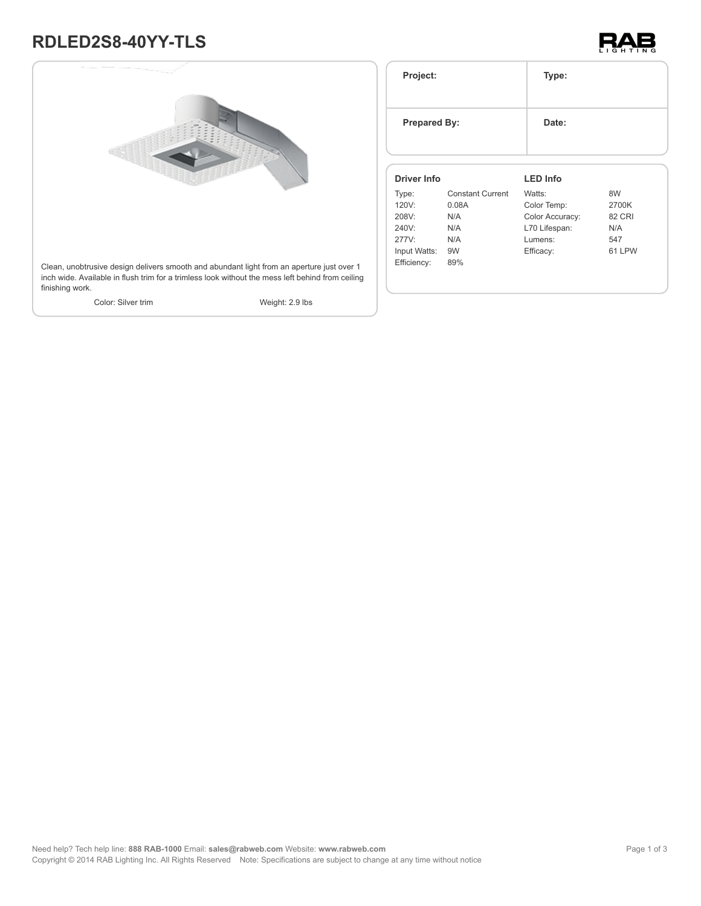# RDLED2S8-40YY-TLS

Clean, unobtrusive design delivers smooth and abundant light from an aperture just over 1 inch wide. Available in flush trim for a trimless look without the mess left behind from ceiling finishing work.

Color: Silver trim

Weight: 2.9 lbs

| Project: | Type: |
| --- | --- |
| **Prepared By:** | **Date:** |

### Driver Info

| | |
| --- | --- |
| Type: | Constant Current |
| 120V: | 0.08A |
| 208V: | N/A |
| 240V: | N/A |
| 277V: | N/A |
| Input Watts: | 9W |
| Efficiency: | 89% |

### LED Info

| | |
| --- | --- |
| Watts: | 8W |
| Color Temp: | 2700K |
| Color Accuracy: | 82 CRI |
| L70 Lifespan: | N/A |
| Lumens: | 547 |
| Efficacy: | 61 LPW |

Need help? Tech help line: **888 RAB-1000** Email: **sales@rabweb.com** Website: **www.rabweb.com**
Copyright © 2014 RAB Lighting Inc. All Rights Reserved Note: Specifications are subject to change at any time without notice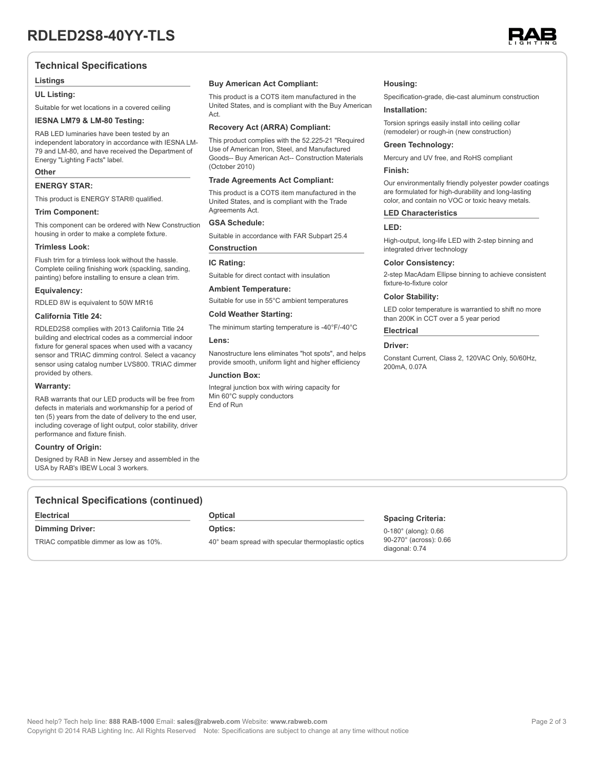# RDLED2S8-40YY-TLS

## Technical Specifications

### Listings

#### UL Listing:

Suitable for wet locations in a covered ceiling

#### IESNA LM79 & LM-80 Testing:

RAB LED luminaries have been tested by an independent laboratory in accordance with IESNA LM-79 and LM-80, and have received the Department of Energy "Lighting Facts" label.

### Other

#### ENERGY STAR:

This product is ENERGY STAR® qualified.

#### Trim Component:

This component can be ordered with New Construction housing in order to make a complete fixture.

#### Trimless Look:

Flush trim for a trimless look without the hassle. Complete ceiling finishing work (spackling, sanding, painting) before installing to ensure a clean trim.

#### Equivalency:

RDLED 8W is equivalent to 50W MR16

#### California Title 24:

RDLED2S8 complies with 2013 California Title 24 building and electrical codes as a commercial indoor fixture for general spaces when used with a vacancy sensor and TRIAC dimming control. Select a vacancy sensor using catalog number LVS800. TRIAC dimmer provided by others.

#### Warranty:

RAB warrants that our LED products will be free from defects in materials and workmanship for a period of ten (5) years from the date of delivery to the end user, including coverage of light output, color stability, driver performance and fixture finish.

#### Country of Origin:

Designed by RAB in New Jersey and assembled in the USA by RAB's IBEW Local 3 workers.

#### Buy American Act Compliant:

This product is a COTS item manufactured in the United States, and is compliant with the Buy American Act.

#### Recovery Act (ARRA) Compliant:

This product complies with the 52.225-21 "Required Use of American Iron, Steel, and Manufactured Goods-- Buy American Act-- Construction Materials (October 2010)

#### Trade Agreements Act Compliant:

This product is a COTS item manufactured in the United States, and is compliant with the Trade Agreements Act.

#### GSA Schedule:

Suitable in accordance with FAR Subpart 25.4

### Construction

#### IC Rating:

Suitable for direct contact with insulation

#### Ambient Temperature:

Suitable for use in 55°C ambient temperatures

#### Cold Weather Starting:

The minimum starting temperature is -40°F/-40°C

#### Lens:

Nanostructure lens eliminates "hot spots", and helps provide smooth, uniform light and higher efficiency

#### Junction Box:

Integral junction box with wiring capacity for Min 60°C supply conductors
End of Run

#### Housing:

Specification-grade, die-cast aluminum construction

#### Installation:

Torsion springs easily install into ceiling collar (remodeler) or rough-in (new construction)

#### Green Technology:

Mercury and UV free, and RoHS compliant

#### Finish:

Our environmentally friendly polyester powder coatings are formulated for high-durability and long-lasting color, and contain no VOC or toxic heavy metals.

### LED Characteristics

#### LED:

High-output, long-life LED with 2-step binning and integrated driver technology

#### Color Consistency:

2-step MacAdam Ellipse binning to achieve consistent fixture-to-fixture color

#### Color Stability:

LED color temperature is warrantied to shift no more than 200K in CCT over a 5 year period

### Electrical

#### Driver:

Constant Current, Class 2, 120VAC Only, 50/60Hz, 200mA, 0.07A

## Technical Specifications (continued)

### Electrical

#### Dimming Driver:

TRIAC compatible dimmer as low as 10%.

### Optical

#### Optics:

40° beam spread with specular thermoplastic optics

#### Spacing Criteria:

0-180° (along): 0.66
90-270° (across): 0.66
diagonal: 0.74

Need help? Tech help line: **888 RAB-1000** Email: **sales@rabweb.com** Website: **www.rabweb.com**
Copyright © 2014 RAB Lighting Inc. All Rights Reserved Note: Specifications are subject to change at any time without notice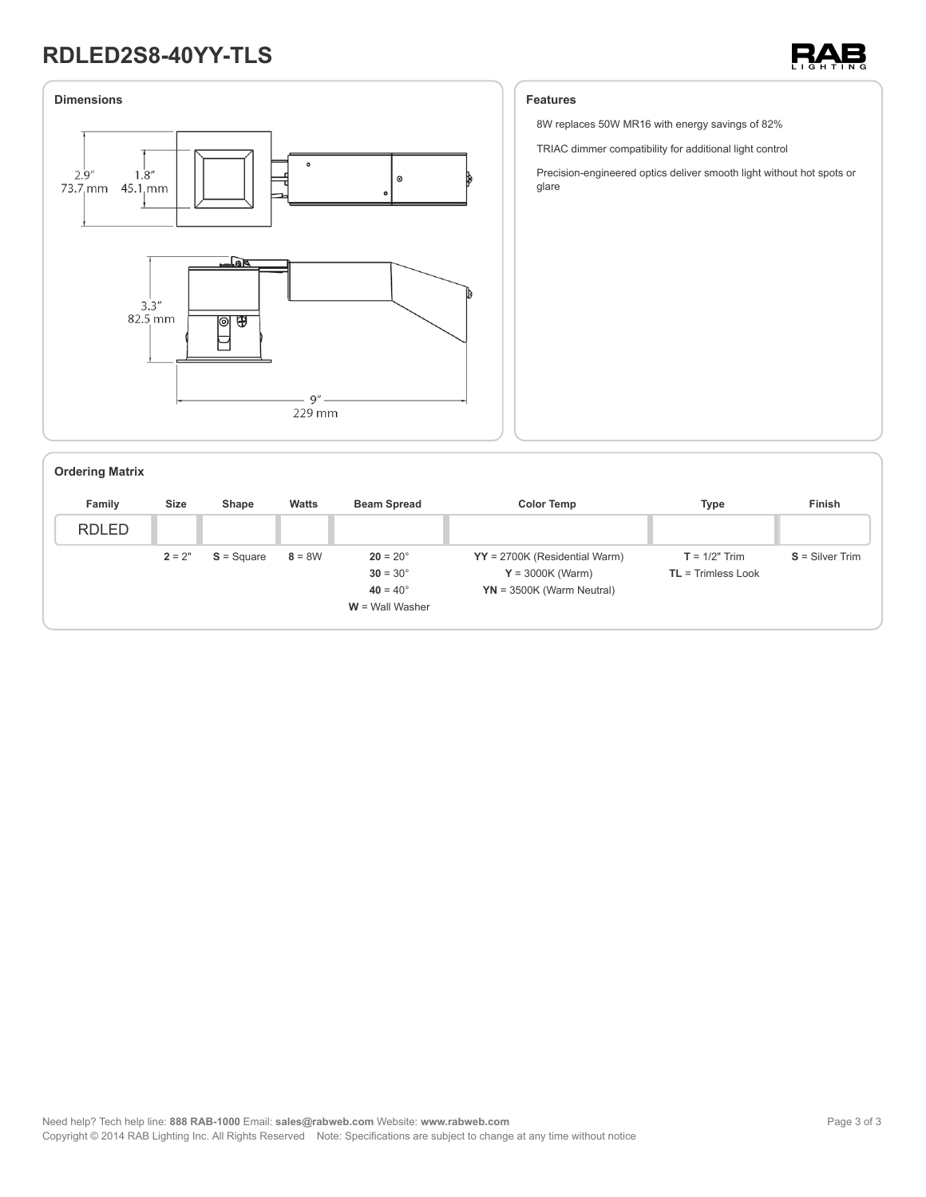# RDLED2S8-40YY-TLS

## Dimensions

2.9"
73.7 mm

1.8"
45.1 mm

3.3"
82.5 mm

9"
229 mm

## Features

8W replaces 50W MR16 with energy savings of 82%

TRIAC dimmer compatibility for additional light control

Precision-engineered optics deliver smooth light without hot spots or glare

## Ordering Matrix

| Family | Size | Shape | Watts | Beam Spread | Color Temp | Type | Finish |
|---|---|---|---|---|---|---|---|
| RDLED | | | | | | | |
| | **2** = 2" | **S** = Square | **8** = 8W | **20** = 20° | **YY** = 2700K (Residential Warm) | **T** = 1/2" Trim | **S** = Silver Trim |
| | | | | **30** = 30° | **Y** = 3000K (Warm) | **TL** = Trimless Look | |
| | | | | **40** = 40° | **YN** = 3500K (Warm Neutral) | | |
| | | | | **W** = Wall Washer | | | |

Need help? Tech help line: **888 RAB-1000** Email: **sales@rabweb.com** Website: **www.rabweb.com**
Copyright © 2014 RAB Lighting Inc. All Rights Reserved Note: Specifications are subject to change at any time without notice